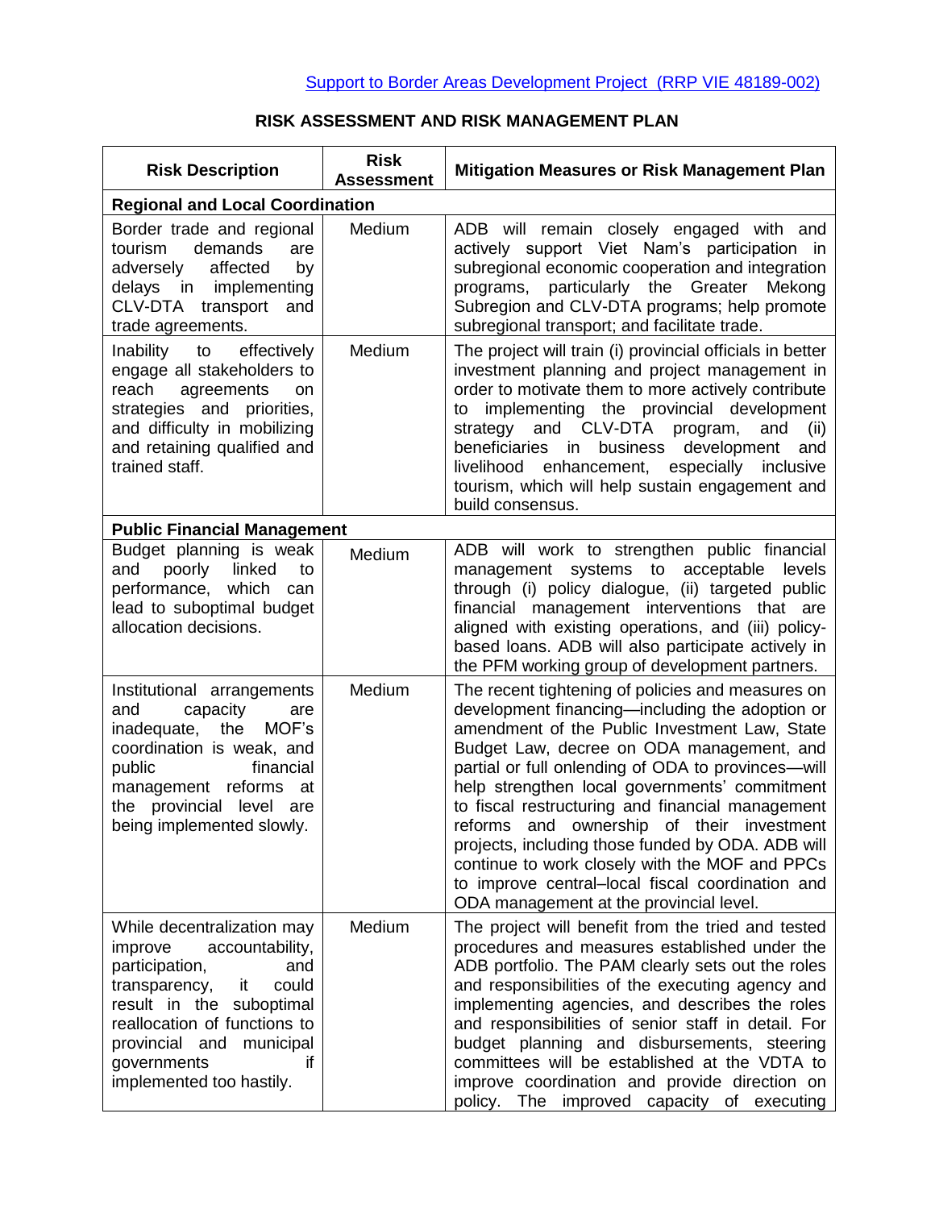[Support to Border Areas Development Project (RRP VIE 48189-002)]

## RISK ASSESSMENT AND RISK MANAGEMENT PLAN

| Risk Description | Risk Assessment | Mitigation Measures or Risk Management Plan |
|---|---|---|
| **Regional and Local Coordination** | | |
| Border trade and regional tourism demands are adversely affected by delays in implementing CLV-DTA transport and trade agreements. | Medium | ADB will remain closely engaged with and actively support Viet Nam's participation in subregional economic cooperation and integration programs, particularly the Greater Mekong Subregion and CLV-DTA programs; help promote subregional transport; and facilitate trade. |
| Inability to effectively engage all stakeholders to reach agreements on strategies and priorities, and difficulty in mobilizing and retaining qualified and trained staff. | Medium | The project will train (i) provincial officials in better investment planning and project management in order to motivate them to more actively contribute to implementing the provincial development strategy and CLV-DTA program, and (ii) beneficiaries in business development and livelihood enhancement, especially inclusive tourism, which will help sustain engagement and build consensus. |
| **Public Financial Management** | | |
| Budget planning is weak and poorly linked to performance, which can lead to suboptimal budget allocation decisions. | Medium | ADB will work to strengthen public financial management systems to acceptable levels through (i) policy dialogue, (ii) targeted public financial management interventions that are aligned with existing operations, and (iii) policy-based loans. ADB will also participate actively in the PFM working group of development partners. |
| Institutional arrangements and capacity are inadequate, the MOF's coordination is weak, and public financial management reforms at the provincial level are being implemented slowly. | Medium | The recent tightening of policies and measures on development financing—including the adoption or amendment of the Public Investment Law, State Budget Law, decree on ODA management, and partial or full onlending of ODA to provinces—will help strengthen local governments' commitment to fiscal restructuring and financial management reforms and ownership of their investment projects, including those funded by ODA. ADB will continue to work closely with the MOF and PPCs to improve central–local fiscal coordination and ODA management at the provincial level. |
| While decentralization may improve accountability, participation, and transparency, it could result in the suboptimal reallocation of functions to provincial and municipal governments if implemented too hastily. | Medium | The project will benefit from the tried and tested procedures and measures established under the ADB portfolio. The PAM clearly sets out the roles and responsibilities of the executing agency and implementing agencies, and describes the roles and responsibilities of senior staff in detail. For budget planning and disbursements, steering committees will be established at the VDTA to improve coordination and provide direction on policy. The improved capacity of executing |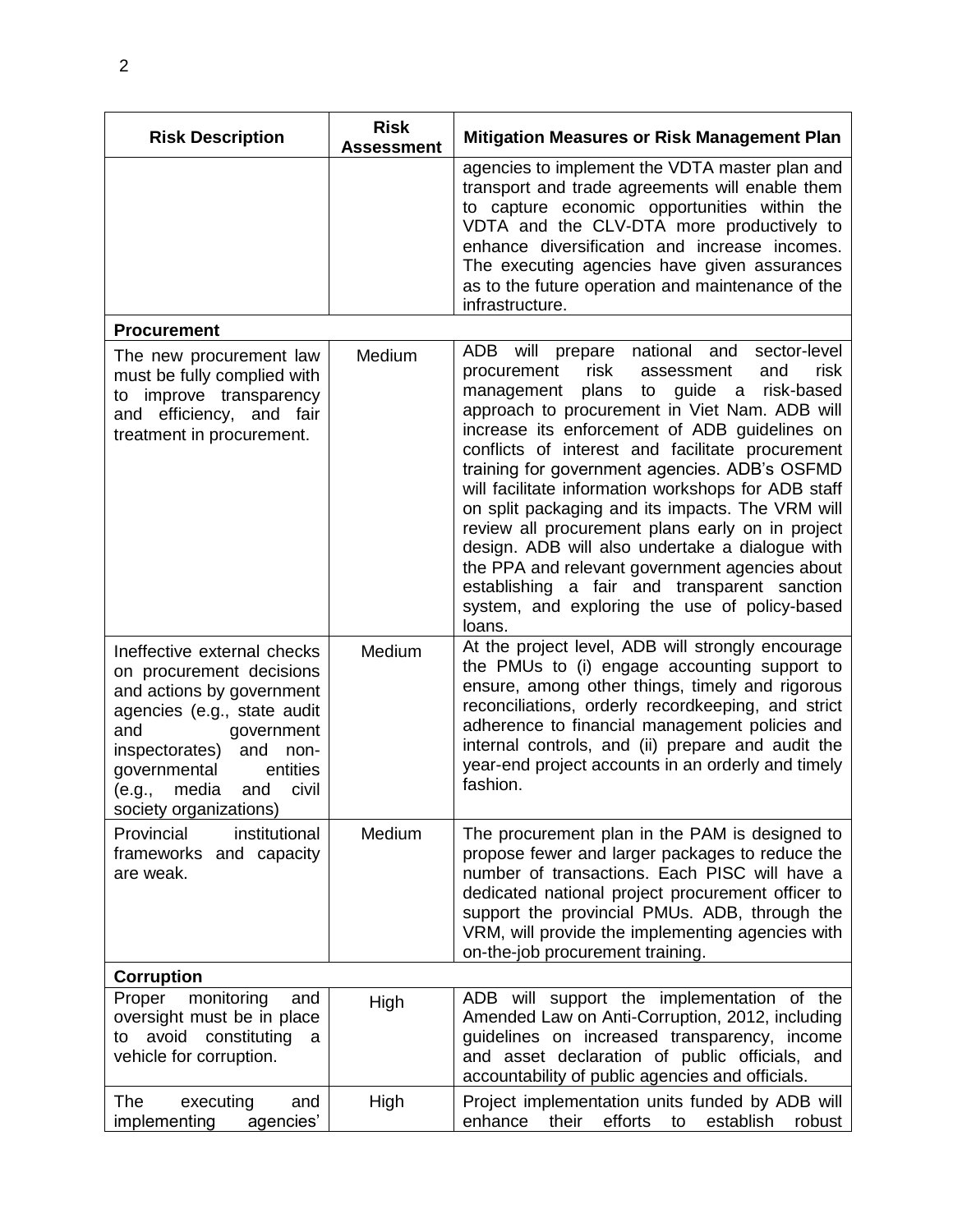| Risk Description | Risk Assessment | Mitigation Measures or Risk Management Plan |
|---|---|---|
| | | agencies to implement the VDTA master plan and transport and trade agreements will enable them to capture economic opportunities within the VDTA and the CLV-DTA more productively to enhance diversification and increase incomes. The executing agencies have given assurances as to the future operation and maintenance of the infrastructure. |
| **Procurement** | | |
| The new procurement law must be fully complied with to improve transparency and efficiency, and fair treatment in procurement. | Medium | ADB will prepare national and sector-level procurement risk assessment and risk management plans to guide a risk-based approach to procurement in Viet Nam. ADB will increase its enforcement of ADB guidelines on conflicts of interest and facilitate procurement training for government agencies. ADB's OSFMD will facilitate information workshops for ADB staff on split packaging and its impacts. The VRM will review all procurement plans early on in project design. ADB will also undertake a dialogue with the PPA and relevant government agencies about establishing a fair and transparent sanction system, and exploring the use of policy-based loans. |
| Ineffective external checks on procurement decisions and actions by government agencies (e.g., state audit and government inspectorates) and non-governmental entities (e.g., media and civil society organizations) | Medium | At the project level, ADB will strongly encourage the PMUs to (i) engage accounting support to ensure, among other things, timely and rigorous reconciliations, orderly recordkeeping, and strict adherence to financial management policies and internal controls, and (ii) prepare and audit the year-end project accounts in an orderly and timely fashion. |
| Provincial institutional frameworks and capacity are weak. | Medium | The procurement plan in the PAM is designed to propose fewer and larger packages to reduce the number of transactions. Each PISC will have a dedicated national project procurement officer to support the provincial PMUs. ADB, through the VRM, will provide the implementing agencies with on-the-job procurement training. |
| **Corruption** | | |
| Proper monitoring and oversight must be in place to avoid constituting a vehicle for corruption. | High | ADB will support the implementation of the Amended Law on Anti-Corruption, 2012, including guidelines on increased transparency, income and asset declaration of public officials, and accountability of public agencies and officials. |
| The executing and implementing agencies' | High | Project implementation units funded by ADB will enhance their efforts to establish robust |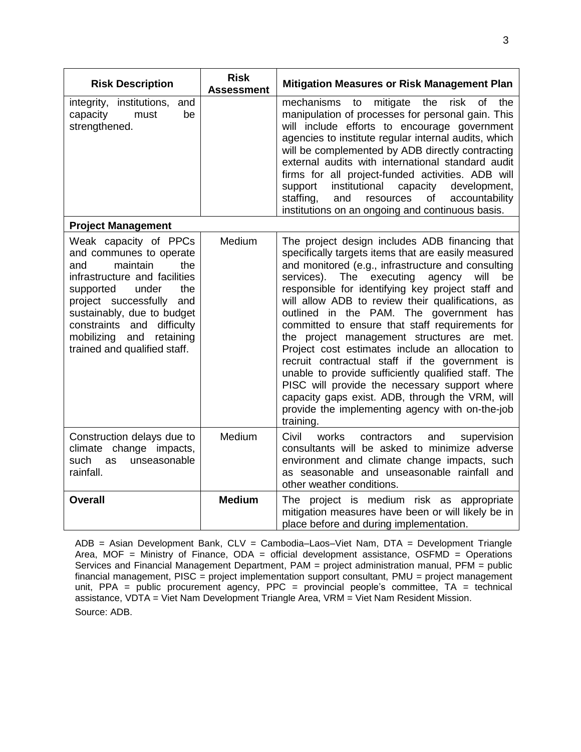| Risk Description | Risk Assessment | Mitigation Measures or Risk Management Plan |
|---|---|---|
| integrity, institutions, and capacity must be strengthened. | | mechanisms to mitigate the risk of the manipulation of processes for personal gain. This will include efforts to encourage government agencies to institute regular internal audits, which will be complemented by ADB directly contracting external audits with international standard audit firms for all project-funded activities. ADB will support institutional capacity development, staffing, and resources of accountability institutions on an ongoing and continuous basis. |
| **Project Management** | | |
| Weak capacity of PPCs and communes to operate and maintain the infrastructure and facilities supported under the project successfully and sustainably, due to budget constraints and difficulty mobilizing and retaining trained and qualified staff. | Medium | The project design includes ADB financing that specifically targets items that are easily measured and monitored (e.g., infrastructure and consulting services). The executing agency will be responsible for identifying key project staff and will allow ADB to review their qualifications, as outlined in the PAM. The government has committed to ensure that staff requirements for the project management structures are met. Project cost estimates include an allocation to recruit contractual staff if the government is unable to provide sufficiently qualified staff. The PISC will provide the necessary support where capacity gaps exist. ADB, through the VRM, will provide the implementing agency with on-the-job training. |
| Construction delays due to climate change impacts, such as unseasonable rainfall. | Medium | Civil works contractors and supervision consultants will be asked to minimize adverse environment and climate change impacts, such as seasonable and unseasonable rainfall and other weather conditions. |
| **Overall** | **Medium** | The project is medium risk as appropriate mitigation measures have been or will likely be in place before and during implementation. |

ADB = Asian Development Bank, CLV = Cambodia–Laos–Viet Nam, DTA = Development Triangle Area, MOF = Ministry of Finance, ODA = official development assistance, OSFMD = Operations Services and Financial Management Department, PAM = project administration manual, PFM = public financial management, PISC = project implementation support consultant, PMU = project management unit, PPA = public procurement agency, PPC = provincial people's committee, TA = technical assistance, VDTA = Viet Nam Development Triangle Area, VRM = Viet Nam Resident Mission.

Source: ADB.